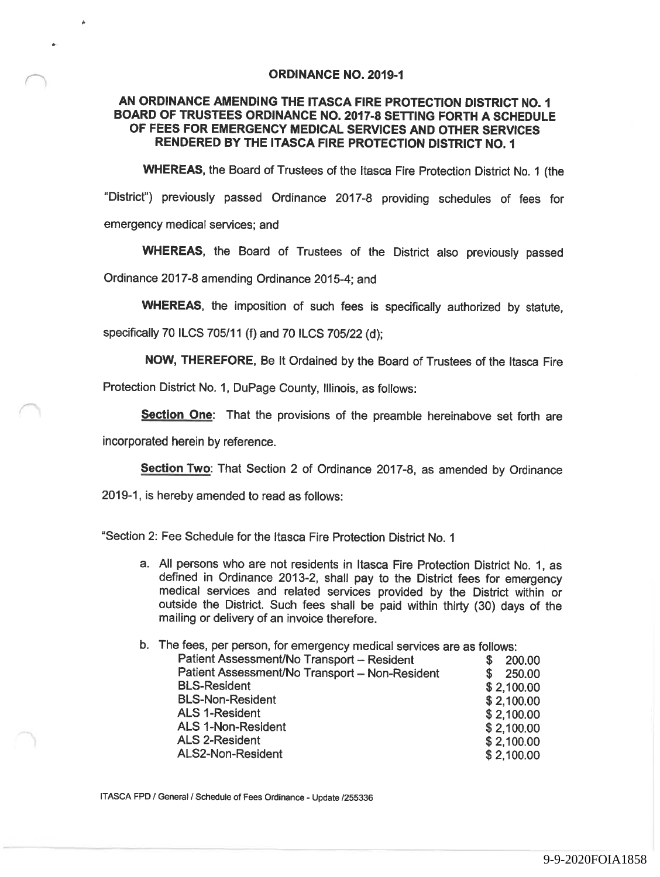# ORDINANCE NO. 2019-1

## AN ORDINANCE AMENDING THE ITASCA FIRE PROTECTION DISTRICT NO. 1 BOARD OF TRUSTEES ORDINANCE NO. 2017-8 SETTING FORTH A SCHEDULE OF FEES FOR EMERGENCY MEDICAL SERVICES AND OTHER SERVICES RENDERED BY THE ITASCA FIRE PROTECTION DISTRICT NO. 1

**WHEREAS,** the Board of Trustees of the Itasca Fire Protection District No. 1 (the "District") previously passed Ordinance 2017-8 providing schedules of fees for emergency medical services; and

**WHEREAS,** the Board of Trustees of the District also previously passed Ordinance 2017-8 amending Ordinance 2015-4; and

**WHEREAS,** the imposition of such fees is specifically authorized by statute, specifically 70 ILCS 705/11 (f) and 70 ILCS 705/22 (d);

**NOW, THEREFORE,** Be It Ordained by the Board of Trustees of the Itasca Fire Protection District No. 1, DuPage County, Illinois, as follows:

**Section One**: That the provisions of the preamble hereinabove set forth are incorporated herein by reference.

**Section Two**: That Section 2 of Ordinance 2017-8, as amended by Ordinance 2019-1, is hereby amended to read as follows:

"Section 2: Fee Schedule for the Itasca Fire Protection District No. 1

a. All persons who are not residents in Itasca Fire Protection District No. 1, as defined in Ordinance 2013-2, shall pay to the District fees for emergency medical services and related services provided by the District within or outside the District. Such fees shall be paid within thirty (30) days of the mailing or delivery of an invoice therefore.

b. The fees, per person, for emergency medical services are as follows:

| | |
|---|---|
| Patient Assessment/No Transport – Resident | $ 200.00 |
| Patient Assessment/No Transport – Non-Resident | $ 250.00 |
| BLS-Resident | $ 2,100.00 |
| BLS-Non-Resident | $ 2,100.00 |
| ALS 1-Resident | $ 2,100.00 |
| ALS 1-Non-Resident | $ 2,100.00 |
| ALS 2-Resident | $ 2,100.00 |
| ALS2-Non-Resident | $ 2,100.00 |

ITASCA FPD / General / Schedule of Fees Ordinance - Update /255336

9-9-2020FOIA1858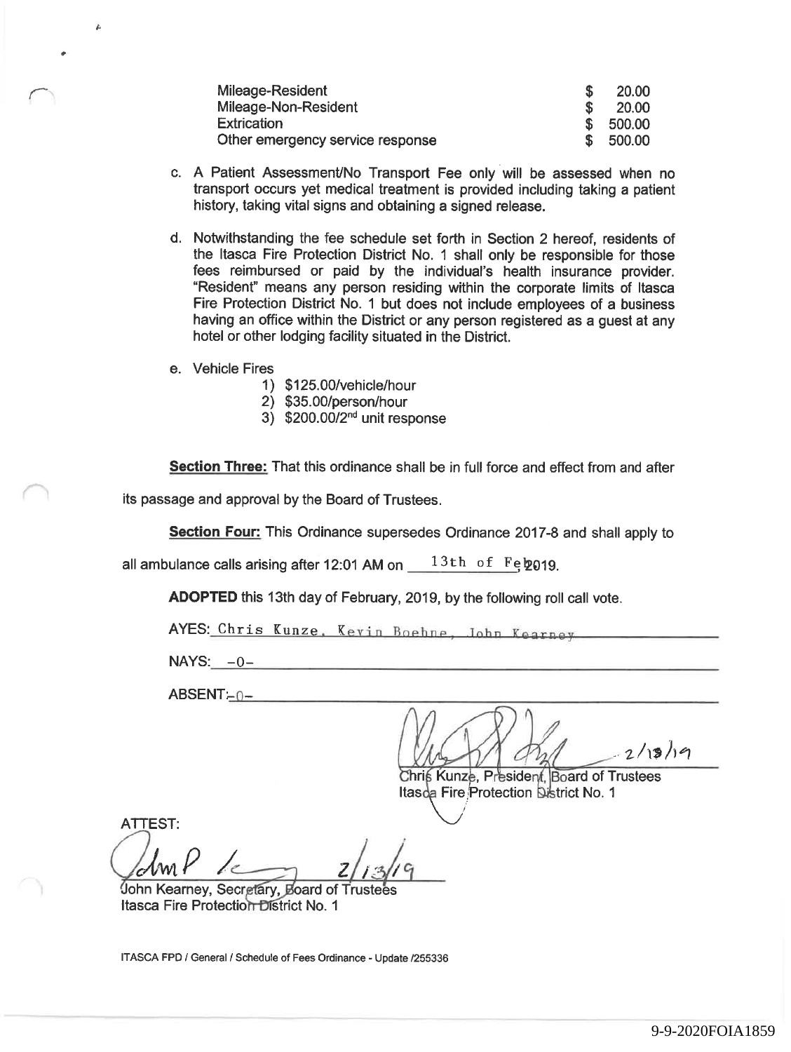| | |
|---|---|
| Mileage-Resident | $ 20.00 |
| Mileage-Non-Resident | $ 20.00 |
| Extrication | $ 500.00 |
| Other emergency service response | $ 500.00 |

c. A Patient Assessment/No Transport Fee only will be assessed when no transport occurs yet medical treatment is provided including taking a patient history, taking vital signs and obtaining a signed release.

d. Notwithstanding the fee schedule set forth in Section 2 hereof, residents of the Itasca Fire Protection District No. 1 shall only be responsible for those fees reimbursed or paid by the individual's health insurance provider. "Resident" means any person residing within the corporate limits of Itasca Fire Protection District No. 1 but does not include employees of a business having an office within the District or any person registered as a guest at any hotel or other lodging facility situated in the District.

e. Vehicle Fires
   1) $125.00/vehicle/hour
   2) $35.00/person/hour
   3) $200.00/2nd unit response

**Section Three:** That this ordinance shall be in full force and effect from and after its passage and approval by the Board of Trustees.

**Section Four:** This Ordinance supersedes Ordinance 2017-8 and shall apply to all ambulance calls arising after 12:01 AM on 13th of Feb 2019.

**ADOPTED** this 13th day of February, 2019, by the following roll call vote.

AYES: Chris Kunze, Kevin Boehne, John Kearney

NAYS: -0-

ABSENT: -0-

2/13/19

Chris Kunze, President, Board of Trustees
Itasca Fire Protection District No. 1

ATTEST:

2/13/19

John Kearney, Secretary, Board of Trustees
Itasca Fire Protection District No. 1

ITASCA FPD / General / Schedule of Fees Ordinance - Update /255336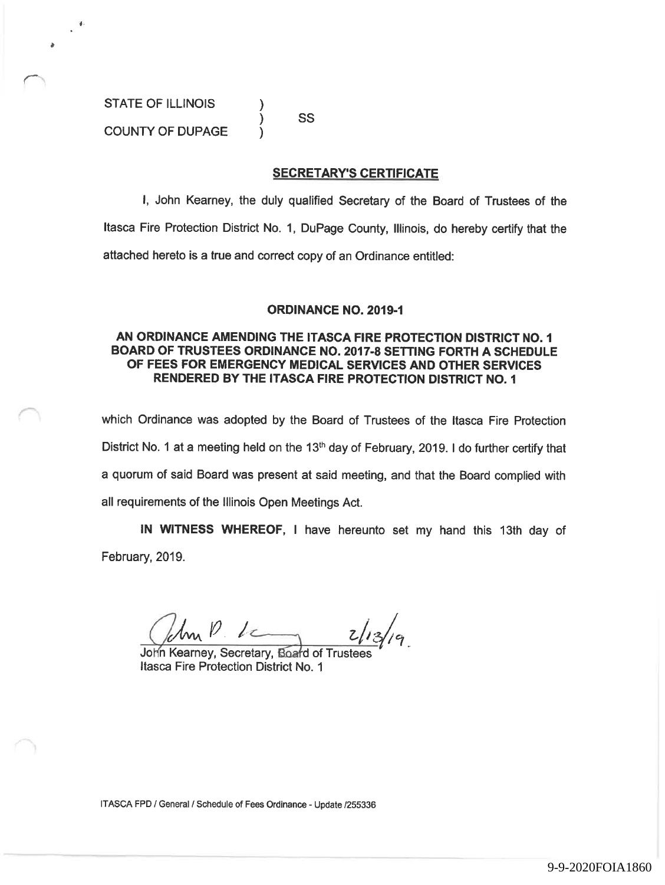STATE OF ILLINOIS )
) SS
COUNTY OF DUPAGE )

## SECRETARY'S CERTIFICATE

I, John Kearney, the duly qualified Secretary of the Board of Trustees of the Itasca Fire Protection District No. 1, DuPage County, Illinois, do hereby certify that the attached hereto is a true and correct copy of an Ordinance entitled:

**ORDINANCE NO. 2019-1**

**AN ORDINANCE AMENDING THE ITASCA FIRE PROTECTION DISTRICT NO. 1 BOARD OF TRUSTEES ORDINANCE NO. 2017-8 SETTING FORTH A SCHEDULE OF FEES FOR EMERGENCY MEDICAL SERVICES AND OTHER SERVICES RENDERED BY THE ITASCA FIRE PROTECTION DISTRICT NO. 1**

which Ordinance was adopted by the Board of Trustees of the Itasca Fire Protection District No. 1 at a meeting held on the 13th day of February, 2019. I do further certify that a quorum of said Board was present at said meeting, and that the Board complied with all requirements of the Illinois Open Meetings Act.

**IN WITNESS WHEREOF**, I have hereunto set my hand this 13th day of February, 2019.

John P. K 2/13/19.

John Kearney, Secretary, Board of Trustees
Itasca Fire Protection District No. 1

ITASCA FPD / General / Schedule of Fees Ordinance - Update /255336

9-9-2020FOIA1860